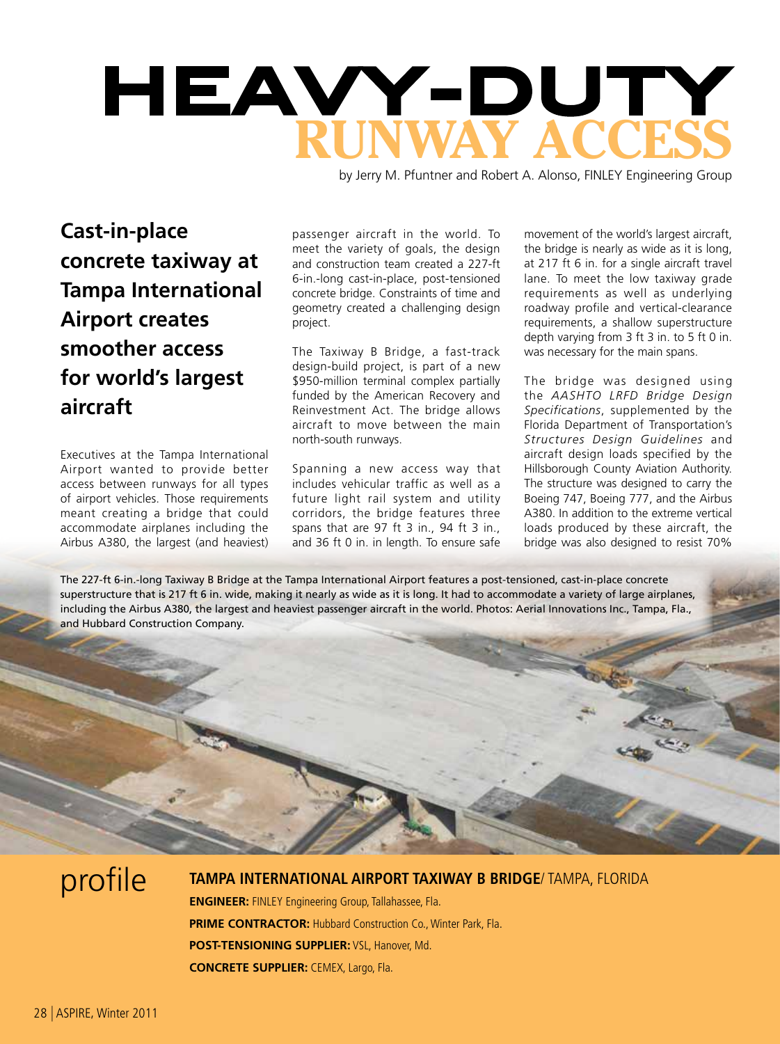# HEAVY-DUTY RUNWAY ACCESS

by Jerry M. Pfuntner and Robert A. Alonso, FINLEY Engineering Group

## Cast-in-place concrete taxiway at Tampa International Airport creates smoother access for world's largest aircraft

Executives at the Tampa International Airport wanted to provide better access between runways for all types of airport vehicles. Those requirements meant creating a bridge that could accommodate airplanes including the Airbus A380, the largest (and heaviest) passenger aircraft in the world. To meet the variety of goals, the design and construction team created a 227-ft 6-in.-long cast-in-place, post-tensioned concrete bridge. Constraints of time and geometry created a challenging design project.

The Taxiway B Bridge, a fast-track design-build project, is part of a new $950-million terminal complex partially funded by the American Recovery and Reinvestment Act. The bridge allows aircraft to move between the main north-south runways.

Spanning a new access way that includes vehicular traffic as well as a future light rail system and utility corridors, the bridge features three spans that are 97 ft 3 in., 94 ft 3 in., and 36 ft 0 in. in length. To ensure safe movement of the world's largest aircraft, the bridge is nearly as wide as it is long, at 217 ft 6 in. for a single aircraft travel lane. To meet the low taxiway grade requirements as well as underlying roadway profile and vertical-clearance requirements, a shallow superstructure depth varying from 3 ft 3 in. to 5 ft 0 in. was necessary for the main spans.

The bridge was designed using the *AASHTO LRFD Bridge Design Specifications*, supplemented by the Florida Department of Transportation's *Structures Design Guidelines* and aircraft design loads specified by the Hillsborough County Aviation Authority. The structure was designed to carry the Boeing 747, Boeing 777, and the Airbus A380. In addition to the extreme vertical loads produced by these aircraft, the bridge was also designed to resist 70%

The 227-ft 6-in.-long Taxiway B Bridge at the Tampa International Airport features a post-tensioned, cast-in-place concrete superstructure that is 217 ft 6 in. wide, making it nearly as wide as it is long. It had to accommodate a variety of large airplanes, including the Airbus A380, the largest and heaviest passenger aircraft in the world. Photos: Aerial Innovations Inc., Tampa, Fla., and Hubbard Construction Company.

## profile

**TAMPA INTERNATIONAL AIRPORT TAXIWAY B BRIDGE**/ TAMPA, FLORIDA

**ENGINEER:** FINLEY Engineering Group, Tallahassee, Fla.

**PRIME CONTRACTOR:** Hubbard Construction Co., Winter Park, Fla.

**POST-TENSIONING SUPPLIER:** VSL, Hanover, Md.

**CONCRETE SUPPLIER:** CEMEX, Largo, Fla.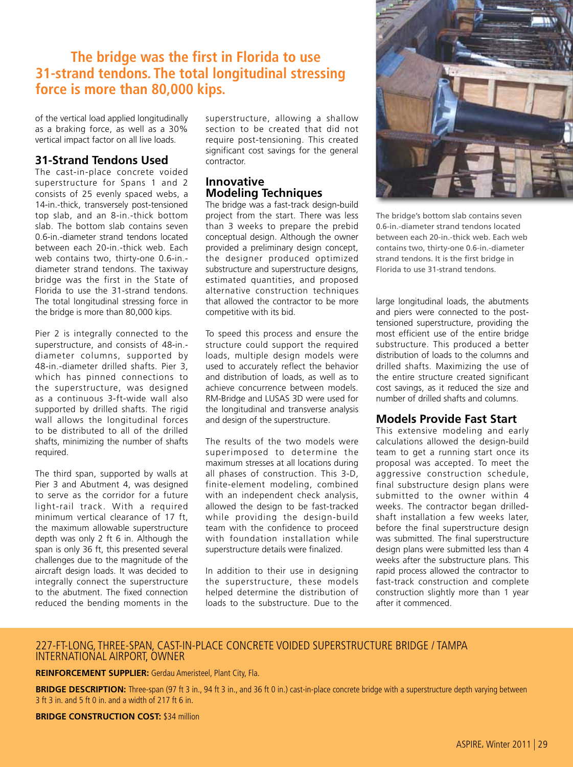**The bridge was the first in Florida to use 31-strand tendons. The total longitudinal stressing force is more than 80,000 kips.**

of the vertical load applied longitudinally as a braking force, as well as a 30% vertical impact factor on all live loads.

## 31-Strand Tendons Used

The cast-in-place concrete voided superstructure for Spans 1 and 2 consists of 25 evenly spaced webs, a 14-in.-thick, transversely post-tensioned top slab, and an 8-in.-thick bottom slab. The bottom slab contains seven 0.6-in.-diameter strand tendons located between each 20-in.-thick web. Each web contains two, thirty-one 0.6-in.-diameter strand tendons. The taxiway bridge was the first in the State of Florida to use the 31-strand tendons. The total longitudinal stressing force in the bridge is more than 80,000 kips.

Pier 2 is integrally connected to the superstructure, and consists of 48-in.-diameter columns, supported by 48-in.-diameter drilled shafts. Pier 3, which has pinned connections to the superstructure, was designed as a continuous 3-ft-wide wall also supported by drilled shafts. The rigid wall allows the longitudinal forces to be distributed to all of the drilled shafts, minimizing the number of shafts required.

The third span, supported by walls at Pier 3 and Abutment 4, was designed to serve as the corridor for a future light-rail track. With a required minimum vertical clearance of 17 ft, the maximum allowable superstructure depth was only 2 ft 6 in. Although the span is only 36 ft, this presented several challenges due to the magnitude of the aircraft design loads. It was decided to integrally connect the superstructure to the abutment. The fixed connection reduced the bending moments in the superstructure, allowing a shallow section to be created that did not require post-tensioning. This created significant cost savings for the general contractor.

## Innovative Modeling Techniques

The bridge was a fast-track design-build project from the start. There was less than 3 weeks to prepare the prebid conceptual design. Although the owner provided a preliminary design concept, the designer produced optimized substructure and superstructure designs, estimated quantities, and proposed alternative construction techniques that allowed the contractor to be more competitive with its bid.

To speed this process and ensure the structure could support the required loads, multiple design models were used to accurately reflect the behavior and distribution of loads, as well as to achieve concurrence between models. RM-Bridge and LUSAS 3D were used for the longitudinal and transverse analysis and design of the superstructure.

The results of the two models were superimposed to determine the maximum stresses at all locations during all phases of construction. This 3-D, finite-element modeling, combined with an independent check analysis, allowed the design to be fast-tracked while providing the design-build team with the confidence to proceed with foundation installation while superstructure details were finalized.

In addition to their use in designing the superstructure, these models helped determine the distribution of loads to the substructure. Due to the large longitudinal loads, the abutments and piers were connected to the post-tensioned superstructure, providing the most efficient use of the entire bridge substructure. This produced a better distribution of loads to the columns and drilled shafts. Maximizing the use of the entire structure created significant cost savings, as it reduced the size and number of drilled shafts and columns.

The bridge's bottom slab contains seven 0.6-in.-diameter strand tendons located between each 20-in.-thick web. Each web contains two, thirty-one 0.6-in.-diameter strand tendons. It is the first bridge in Florida to use 31-strand tendons.

## Models Provide Fast Start

This extensive modeling and early calculations allowed the design-build team to get a running start once its proposal was accepted. To meet the aggressive construction schedule, final substructure design plans were submitted to the owner within 4 weeks. The contractor began drilled-shaft installation a few weeks later, before the final superstructure design was submitted. The final superstructure design plans were submitted less than 4 weeks after the substructure plans. This rapid process allowed the contractor to fast-track construction and complete construction slightly more than 1 year after it commenced.

---

227-FT-LONG, THREE-SPAN, CAST-IN-PLACE CONCRETE VOIDED SUPERSTRUCTURE BRIDGE / TAMPA INTERNATIONAL AIRPORT, OWNER

**REINFORCEMENT SUPPLIER:** Gerdau Ameristeel, Plant City, Fla.

**BRIDGE DESCRIPTION:** Three-span (97 ft 3 in., 94 ft 3 in., and 36 ft 0 in.) cast-in-place concrete bridge with a superstructure depth varying between 3 ft 3 in. and 5 ft 0 in. and a width of 217 ft 6 in.

**BRIDGE CONSTRUCTION COST:** $34 million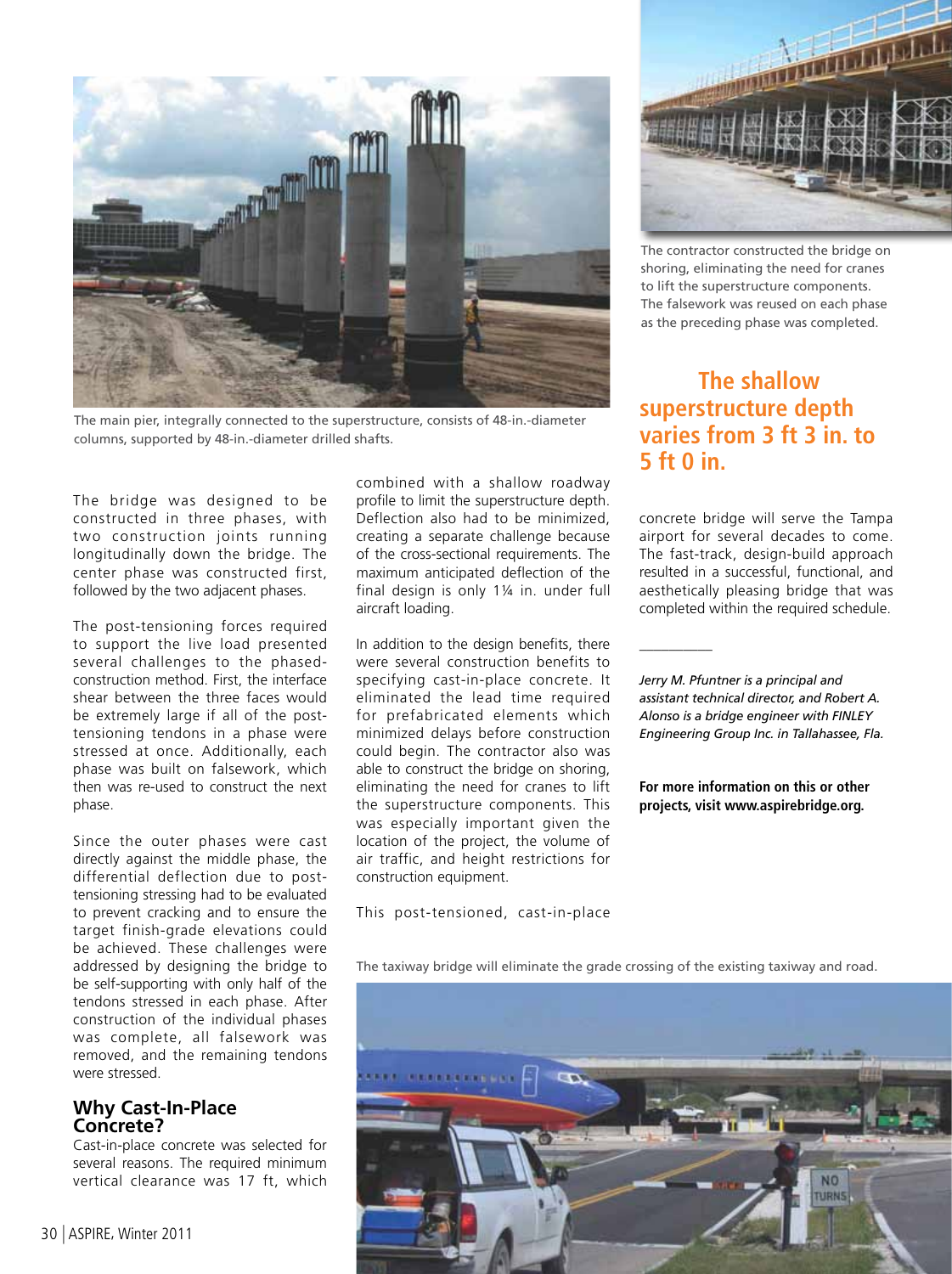The main pier, integrally connected to the superstructure, consists of 48-in.-diameter columns, supported by 48-in.-diameter drilled shafts.

The contractor constructed the bridge on shoring, eliminating the need for cranes to lift the superstructure components. The falsework was reused on each phase as the preceding phase was completed.

The bridge was designed to be constructed in three phases, with two construction joints running longitudinally down the bridge. The center phase was constructed first, followed by the two adjacent phases.

The post-tensioning forces required to support the live load presented several challenges to the phased-construction method. First, the interface shear between the three faces would be extremely large if all of the post-tensioning tendons in a phase were stressed at once. Additionally, each phase was built on falsework, which then was re-used to construct the next phase.

Since the outer phases were cast directly against the middle phase, the differential deflection due to post-tensioning stressing had to be evaluated to prevent cracking and to ensure the target finish-grade elevations could be achieved. These challenges were addressed by designing the bridge to be self-supporting with only half of the tendons stressed in each phase. After construction of the individual phases was complete, all falsework was removed, and the remaining tendons were stressed.

## Why Cast-In-Place Concrete?

Cast-in-place concrete was selected for several reasons. The required minimum vertical clearance was 17 ft, which combined with a shallow roadway profile to limit the superstructure depth. Deflection also had to be minimized, creating a separate challenge because of the cross-sectional requirements. The maximum anticipated deflection of the final design is only 1¼ in. under full aircraft loading.

In addition to the design benefits, there were several construction benefits to specifying cast-in-place concrete. It eliminated the lead time required for prefabricated elements which minimized delays before construction could begin. The contractor also was able to construct the bridge on shoring, eliminating the need for cranes to lift the superstructure components. This was especially important given the location of the project, the volume of air traffic, and height restrictions for construction equipment.

This post-tensioned, cast-in-place concrete bridge will serve the Tampa airport for several decades to come. The fast-track, design-build approach resulted in a successful, functional, and aesthetically pleasing bridge that was completed within the required schedule.

**The shallow superstructure depth varies from 3 ft 3 in. to 5 ft 0 in.**

---

*Jerry M. Pfuntner is a principal and assistant technical director, and Robert A. Alonso is a bridge engineer with FINLEY Engineering Group Inc. in Tallahassee, Fla.*

**For more information on this or other projects, visit www.aspirebridge.org.**

The taxiway bridge will eliminate the grade crossing of the existing taxiway and road.